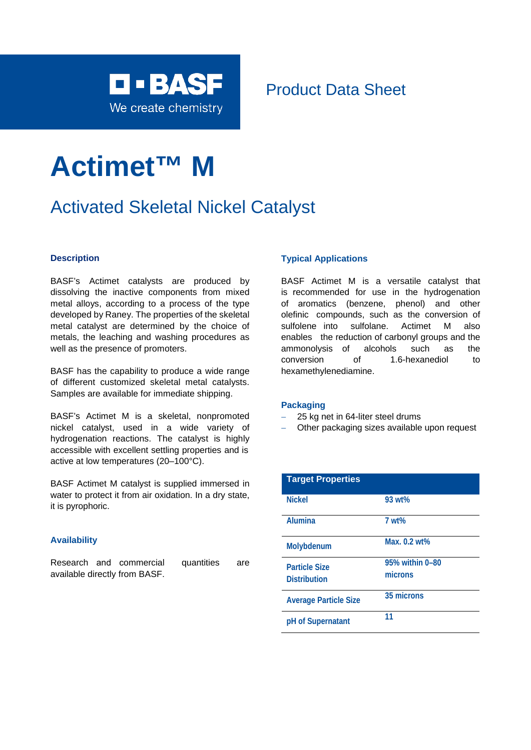BASF
We create chemistry

Product Data Sheet

# Actimet™ M

## Activated Skeletal Nickel Catalyst

### Description

BASF's Actimet catalysts are produced by dissolving the inactive components from mixed metal alloys, according to a process of the type developed by Raney. The properties of the skeletal metal catalyst are determined by the choice of metals, the leaching and washing procedures as well as the presence of promoters.

BASF has the capability to produce a wide range of different customized skeletal metal catalysts. Samples are available for immediate shipping.

BASF's Actimet M is a skeletal, nonpromoted nickel catalyst, used in a wide variety of hydrogenation reactions. The catalyst is highly accessible with excellent settling properties and is active at low temperatures (20–100°C).

BASF Actimet M catalyst is supplied immersed in water to protect it from air oxidation. In a dry state, it is pyrophoric.

### Availability

Research and commercial quantities are available directly from BASF.

### Typical Applications

BASF Actimet M is a versatile catalyst that is recommended for use in the hydrogenation of aromatics (benzene, phenol) and other olefinic compounds, such as the conversion of sulfolene into sulfolane. Actimet M also enables the reduction of carbonyl groups and the ammonolysis of alcohols such as the conversion of 1.6-hexanediol to hexamethylenediamine.

### Packaging

- 25 kg net in 64-liter steel drums
- Other packaging sizes available upon request

| Target Properties | |
|---|---|
| Nickel | 93 wt% |
| Alumina | 7 wt% |
| Molybdenum | Max. 0.2 wt% |
| Particle Size Distribution | 95% within 0–80 microns |
| Average Particle Size | 35 microns |
| pH of Supernatant | 11 |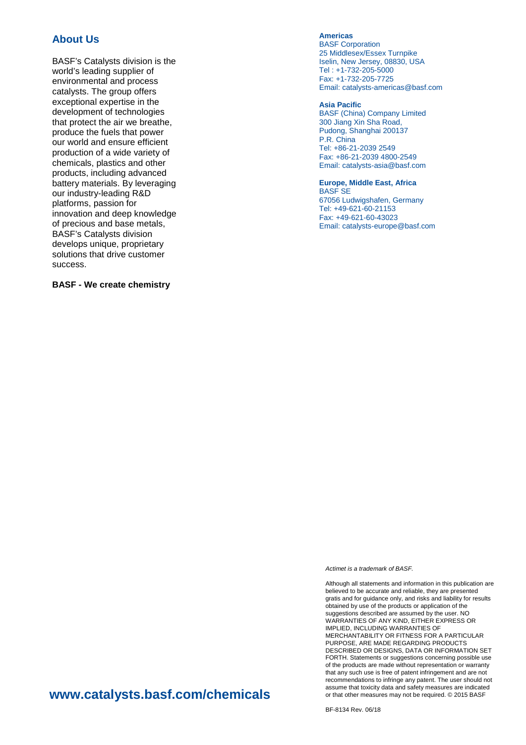## About Us

BASF's Catalysts division is the world's leading supplier of environmental and process catalysts. The group offers exceptional expertise in the development of technologies that protect the air we breathe, produce the fuels that power our world and ensure efficient production of a wide variety of chemicals, plastics and other products, including advanced battery materials. By leveraging our industry-leading R&D platforms, passion for innovation and deep knowledge of precious and base metals, BASF's Catalysts division develops unique, proprietary solutions that drive customer success.

**BASF - We create chemistry**

**Americas**
BASF Corporation
25 Middlesex/Essex Turnpike
Iselin, New Jersey, 08830, USA
Tel : +1-732-205-5000
Fax: +1-732-205-7725
Email: catalysts-americas@basf.com

**Asia Pacific**
BASF (China) Company Limited
300 Jiang Xin Sha Road,
Pudong, Shanghai 200137
P.R. China
Tel: +86-21-2039 2549
Fax: +86-21-2039 4800-2549
Email: catalysts-asia@basf.com

**Europe, Middle East, Africa**
BASF SE
67056 Ludwigshafen, Germany
Tel: +49-621-60-21153
Fax: +49-621-60-43023
Email: catalysts-europe@basf.com

*Actimet is a trademark of BASF.*

Although all statements and information in this publication are believed to be accurate and reliable, they are presented gratis and for guidance only, and risks and liability for results obtained by use of the products or application of the suggestions described are assumed by the user. NO WARRANTIES OF ANY KIND, EITHER EXPRESS OR IMPLIED, INCLUDING WARRANTIES OF MERCHANTABILITY OR FITNESS FOR A PARTICULAR PURPOSE, ARE MADE REGARDING PRODUCTS DESCRIBED OR DESIGNS, DATA OR INFORMATION SET FORTH. Statements or suggestions concerning possible use of the products are made without representation or warranty that any such use is free of patent infringement and are not recommendations to infringe any patent. The user should not assume that toxicity data and safety measures are indicated or that other measures may not be required. © 2015 BASF

**www.catalysts.basf.com/chemicals**

BF-8134 Rev. 06/18